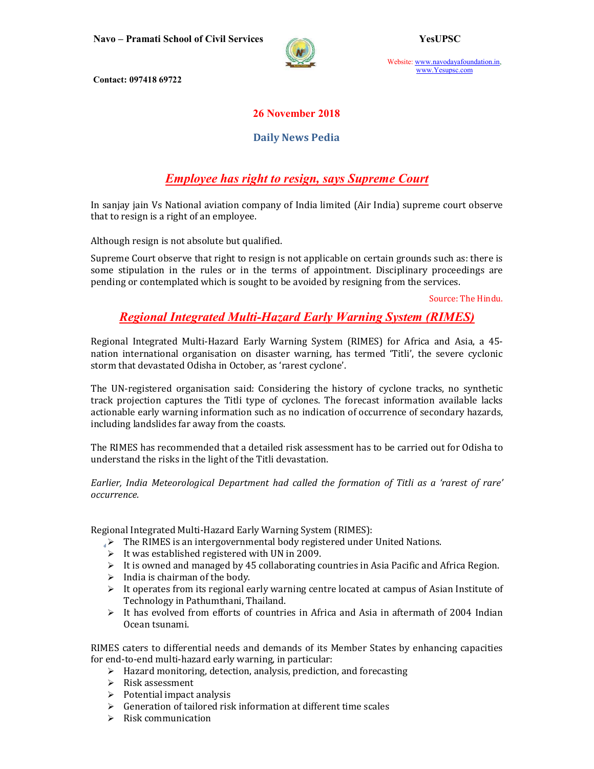**26 November 2018**

**Daily News Pedia**

## *Employee has right to resign, says Supreme Court*

In sanjay jain Vs National aviation company of India limited (Air India) supreme court observe that to resign is a right of an employee.

Although resign is not absolute but qualified.

Supreme Court observe that right to resign is not applicable on certain grounds such as: there is some stipulation in the rules or in the terms of appointment. Disciplinary proceedings are pending or contemplated which is sought to be avoided by resigning from the services.

Source: The Hindu.

## *Regional Integrated Multi-Hazard Early Warning System (RIMES)*

Regional Integrated Multi-Hazard Early Warning System (RIMES) for Africa and Asia, a 45-nation international organisation on disaster warning, has termed 'Titli', the severe cyclonic storm that devastated Odisha in October, as 'rarest cyclone'.

The UN-registered organisation said: Considering the history of cyclone tracks, no synthetic track projection captures the Titli type of cyclones. The forecast information available lacks actionable early warning information such as no indication of occurrence of secondary hazards, including landslides far away from the coasts.

The RIMES has recommended that a detailed risk assessment has to be carried out for Odisha to understand the risks in the light of the Titli devastation.

*Earlier, India Meteorological Department had called the formation of Titli as a 'rarest of rare' occurrence.*

Regional Integrated Multi-Hazard Early Warning System (RIMES):

- The RIMES is an intergovernmental body registered under United Nations.
- It was established registered with UN in 2009.
- It is owned and managed by 45 collaborating countries in Asia Pacific and Africa Region.
- India is chairman of the body.
- It operates from its regional early warning centre located at campus of Asian Institute of Technology in Pathumthani, Thailand.
- It has evolved from efforts of countries in Africa and Asia in aftermath of 2004 Indian Ocean tsunami.

RIMES caters to differential needs and demands of its Member States by enhancing capacities for end-to-end multi-hazard early warning, in particular:

- Hazard monitoring, detection, analysis, prediction, and forecasting
- Risk assessment
- Potential impact analysis
- Generation of tailored risk information at different time scales
- Risk communication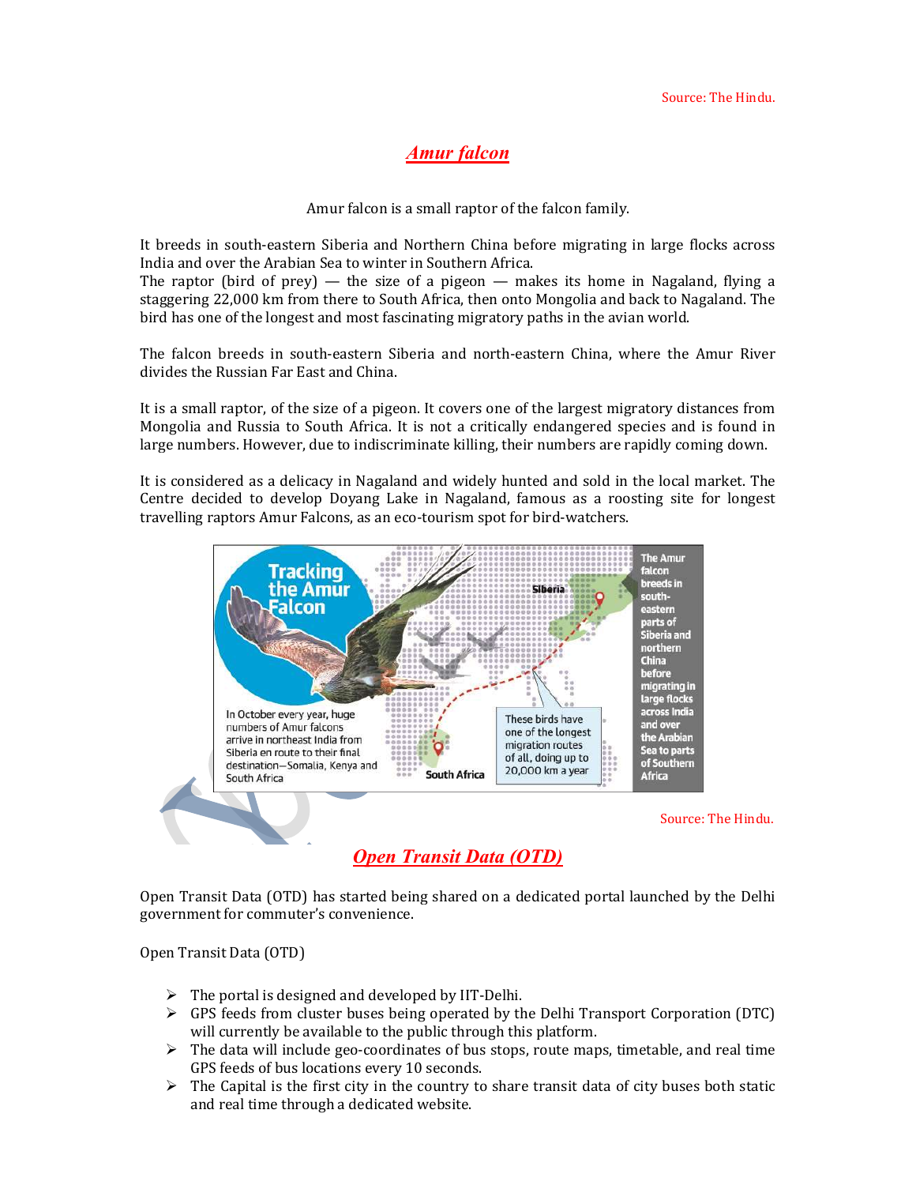# Amur falcon

Amur falcon is a small raptor of the falcon family.

It breeds in south-eastern Siberia and Northern China before migrating in large flocks across India and over the Arabian Sea to winter in Southern Africa.
The raptor (bird of prey) — the size of a pigeon — makes its home in Nagaland, flying a staggering 22,000 km from there to South Africa, then onto Mongolia and back to Nagaland. The bird has one of the longest and most fascinating migratory paths in the avian world.

The falcon breeds in south-eastern Siberia and north-eastern China, where the Amur River divides the Russian Far East and China.

It is a small raptor, of the size of a pigeon. It covers one of the largest migratory distances from Mongolia and Russia to South Africa. It is not a critically endangered species and is found in large numbers. However, due to indiscriminate killing, their numbers are rapidly coming down.

It is considered as a delicacy in Nagaland and widely hunted and sold in the local market. The Centre decided to develop Doyang Lake in Nagaland, famous as a roosting site for longest travelling raptors Amur Falcons, as an eco-tourism spot for bird-watchers.

Tracking the Amur Falcon

In October every year, huge numbers of Amur falcons arrive in northeast India from Siberia en route to their final destination—Somalia, Kenya and South Africa

These birds have one of the longest migration routes of all, doing up to 20,000 km a year

The Amur falcon breeds in south-eastern parts of Siberia and northern China before migrating in large flocks across India and over the Arabian Sea to parts of Southern Africa

Source: The Hindu.

# Open Transit Data (OTD)

Open Transit Data (OTD) has started being shared on a dedicated portal launched by the Delhi government for commuter's convenience.

Open Transit Data (OTD)

- The portal is designed and developed by IIT-Delhi.
- GPS feeds from cluster buses being operated by the Delhi Transport Corporation (DTC) will currently be available to the public through this platform.
- The data will include geo-coordinates of bus stops, route maps, timetable, and real time GPS feeds of bus locations every 10 seconds.
- The Capital is the first city in the country to share transit data of city buses both static and real time through a dedicated website.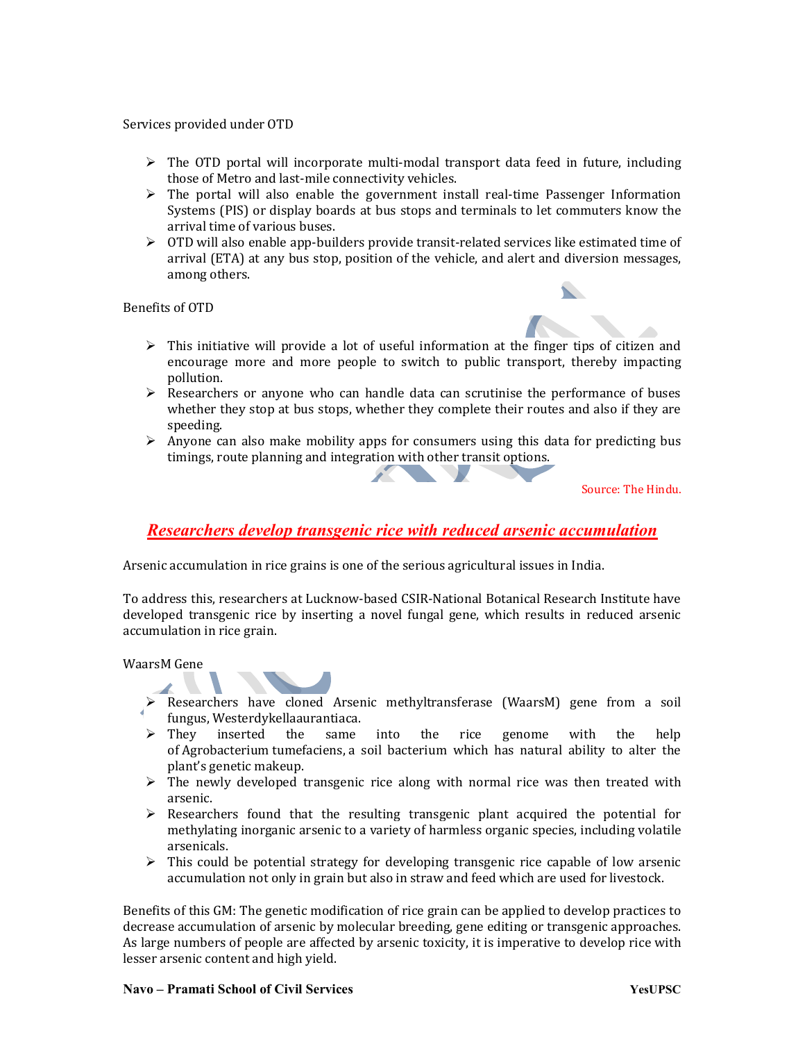Services provided under OTD

- The OTD portal will incorporate multi-modal transport data feed in future, including those of Metro and last-mile connectivity vehicles.
- The portal will also enable the government install real-time Passenger Information Systems (PIS) or display boards at bus stops and terminals to let commuters know the arrival time of various buses.
- OTD will also enable app-builders provide transit-related services like estimated time of arrival (ETA) at any bus stop, position of the vehicle, and alert and diversion messages, among others.

Benefits of OTD

- This initiative will provide a lot of useful information at the finger tips of citizen and encourage more and more people to switch to public transport, thereby impacting pollution.
- Researchers or anyone who can handle data can scrutinise the performance of buses whether they stop at bus stops, whether they complete their routes and also if they are speeding.
- Anyone can also make mobility apps for consumers using this data for predicting bus timings, route planning and integration with other transit options.

Source: The Hindu.

## ***Researchers develop transgenic rice with reduced arsenic accumulation***

Arsenic accumulation in rice grains is one of the serious agricultural issues in India.

To address this, researchers at Lucknow-based CSIR-National Botanical Research Institute have developed transgenic rice by inserting a novel fungal gene, which results in reduced arsenic accumulation in rice grain.

WaarsM Gene

- Researchers have cloned Arsenic methyltransferase (WaarsM) gene from a soil fungus, Westerdykellaaurantiaca.
- They inserted the same into the rice genome with the help of Agrobacterium tumefaciens, a soil bacterium which has natural ability to alter the plant's genetic makeup.
- The newly developed transgenic rice along with normal rice was then treated with arsenic.
- Researchers found that the resulting transgenic plant acquired the potential for methylating inorganic arsenic to a variety of harmless organic species, including volatile arsenicals.
- This could be potential strategy for developing transgenic rice capable of low arsenic accumulation not only in grain but also in straw and feed which are used for livestock.

Benefits of this GM: The genetic modification of rice grain can be applied to develop practices to decrease accumulation of arsenic by molecular breeding, gene editing or transgenic approaches. As large numbers of people are affected by arsenic toxicity, it is imperative to develop rice with lesser arsenic content and high yield.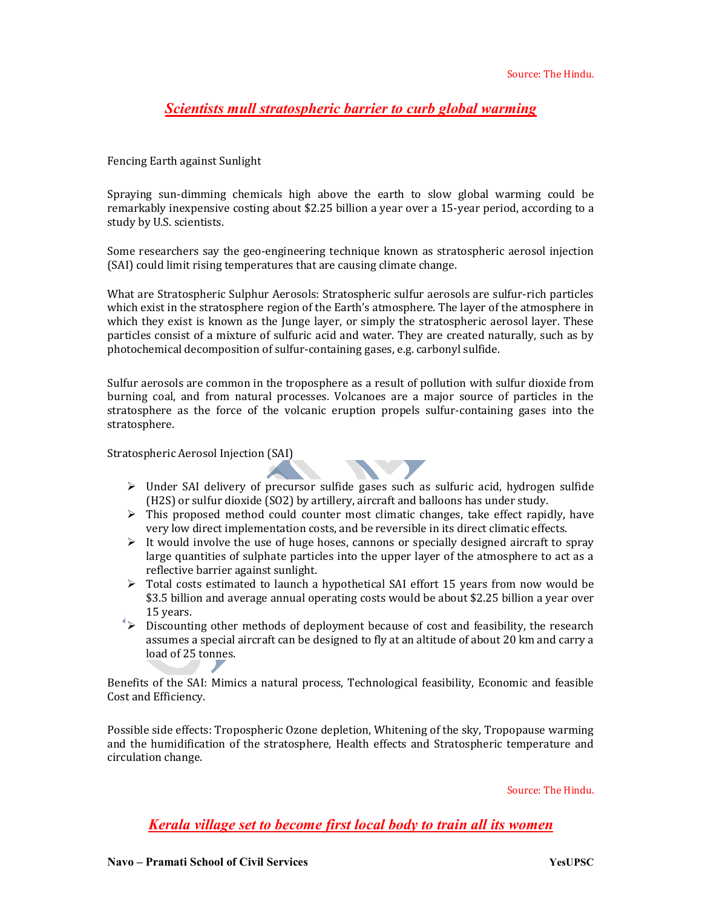Source: The Hindu.

## *Scientists mull stratospheric barrier to curb global warming*

Fencing Earth against Sunlight

Spraying sun-dimming chemicals high above the earth to slow global warming could be remarkably inexpensive costing about $2.25 billion a year over a 15-year period, according to a study by U.S. scientists.

Some researchers say the geo-engineering technique known as stratospheric aerosol injection (SAI) could limit rising temperatures that are causing climate change.

What are Stratospheric Sulphur Aerosols: Stratospheric sulfur aerosols are sulfur-rich particles which exist in the stratosphere region of the Earth's atmosphere. The layer of the atmosphere in which they exist is known as the Junge layer, or simply the stratospheric aerosol layer. These particles consist of a mixture of sulfuric acid and water. They are created naturally, such as by photochemical decomposition of sulfur-containing gases, e.g. carbonyl sulfide.

Sulfur aerosols are common in the troposphere as a result of pollution with sulfur dioxide from burning coal, and from natural processes. Volcanoes are a major source of particles in the stratosphere as the force of the volcanic eruption propels sulfur-containing gases into the stratosphere.

Stratospheric Aerosol Injection (SAI)

- Under SAI delivery of precursor sulfide gases such as sulfuric acid, hydrogen sulfide ($H_2S$) or sulfur dioxide ($SO_2$) by artillery, aircraft and balloons has under study.
- This proposed method could counter most climatic changes, take effect rapidly, have very low direct implementation costs, and be reversible in its direct climatic effects.
- It would involve the use of huge hoses, cannons or specially designed aircraft to spray large quantities of sulphate particles into the upper layer of the atmosphere to act as a reflective barrier against sunlight.
- Total costs estimated to launch a hypothetical SAI effort 15 years from now would be $3.5 billion and average annual operating costs would be about $2.25 billion a year over 15 years.
- Discounting other methods of deployment because of cost and feasibility, the research assumes a special aircraft can be designed to fly at an altitude of about 20 km and carry a load of 25 tonnes.

Benefits of the SAI: Mimics a natural process, Technological feasibility, Economic and feasible Cost and Efficiency.

Possible side effects: Tropospheric Ozone depletion, Whitening of the sky, Tropopause warming and the humidification of the stratosphere, Health effects and Stratospheric temperature and circulation change.

Source: The Hindu.

## *Kerala village set to become first local body to train all its women*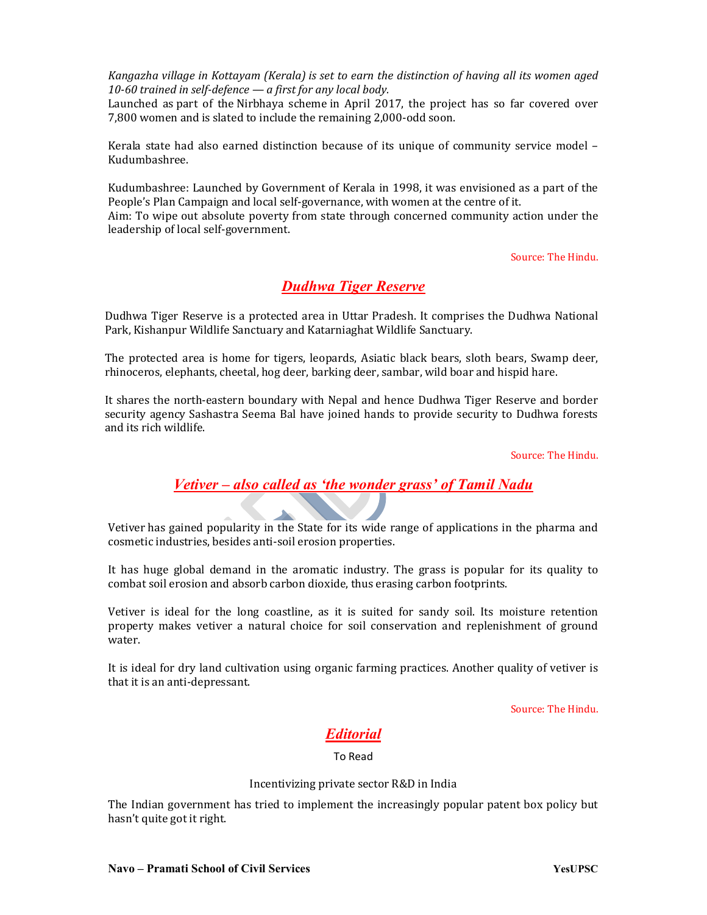*Kangazha village in Kottayam (Kerala) is set to earn the distinction of having all its women aged 10-60 trained in self-defence — a first for any local body.*

Launched as part of the Nirbhaya scheme in April 2017, the project has so far covered over 7,800 women and is slated to include the remaining 2,000-odd soon.

Kerala state had also earned distinction because of its unique of community service model – Kudumbashree.

Kudumbashree: Launched by Government of Kerala in 1998, it was envisioned as a part of the People's Plan Campaign and local self-governance, with women at the centre of it.
Aim: To wipe out absolute poverty from state through concerned community action under the leadership of local self-government.

Source: The Hindu.

## ***Dudhwa Tiger Reserve***

Dudhwa Tiger Reserve is a protected area in Uttar Pradesh. It comprises the Dudhwa National Park, Kishanpur Wildlife Sanctuary and Katarniaghat Wildlife Sanctuary.

The protected area is home for tigers, leopards, Asiatic black bears, sloth bears, Swamp deer, rhinoceros, elephants, cheetal, hog deer, barking deer, sambar, wild boar and hispid hare.

It shares the north-eastern boundary with Nepal and hence Dudhwa Tiger Reserve and border security agency Sashastra Seema Bal have joined hands to provide security to Dudhwa forests and its rich wildlife.

Source: The Hindu.

## ***Vetiver – also called as 'the wonder grass' of Tamil Nadu***

Vetiver has gained popularity in the State for its wide range of applications in the pharma and cosmetic industries, besides anti-soil erosion properties.

It has huge global demand in the aromatic industry. The grass is popular for its quality to combat soil erosion and absorb carbon dioxide, thus erasing carbon footprints.

Vetiver is ideal for the long coastline, as it is suited for sandy soil. Its moisture retention property makes vetiver a natural choice for soil conservation and replenishment of ground water.

It is ideal for dry land cultivation using organic farming practices. Another quality of vetiver is that it is an anti-depressant.

Source: The Hindu.

## ***Editorial***

To Read

Incentivizing private sector R&D in India

The Indian government has tried to implement the increasingly popular patent box policy but hasn't quite got it right.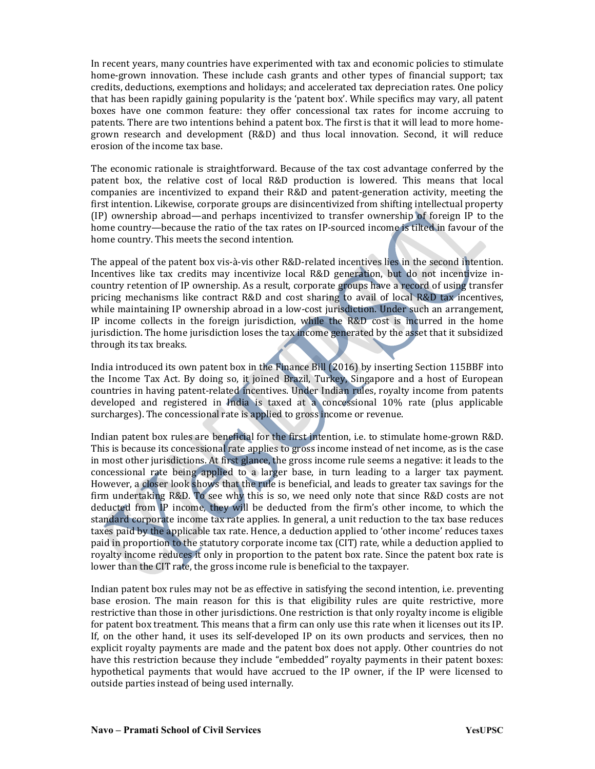In recent years, many countries have experimented with tax and economic policies to stimulate home-grown innovation. These include cash grants and other types of financial support; tax credits, deductions, exemptions and holidays; and accelerated tax depreciation rates. One policy that has been rapidly gaining popularity is the 'patent box'. While specifics may vary, all patent boxes have one common feature: they offer concessional tax rates for income accruing to patents. There are two intentions behind a patent box. The first is that it will lead to more home-grown research and development (R&D) and thus local innovation. Second, it will reduce erosion of the income tax base.

The economic rationale is straightforward. Because of the tax cost advantage conferred by the patent box, the relative cost of local R&D production is lowered. This means that local companies are incentivized to expand their R&D and patent-generation activity, meeting the first intention. Likewise, corporate groups are disincentivized from shifting intellectual property (IP) ownership abroad—and perhaps incentivized to transfer ownership of foreign IP to the home country—because the ratio of the tax rates on IP-sourced income is tilted in favour of the home country. This meets the second intention.

The appeal of the patent box vis-à-vis other R&D-related incentives lies in the second intention. Incentives like tax credits may incentivize local R&D generation, but do not incentivize in-country retention of IP ownership. As a result, corporate groups have a record of using transfer pricing mechanisms like contract R&D and cost sharing to avail of local R&D tax incentives, while maintaining IP ownership abroad in a low-cost jurisdiction. Under such an arrangement, IP income collects in the foreign jurisdiction, while the R&D cost is incurred in the home jurisdiction. The home jurisdiction loses the tax income generated by the asset that it subsidized through its tax breaks.

India introduced its own patent box in the Finance Bill (2016) by inserting Section 115BBF into the Income Tax Act. By doing so, it joined Brazil, Turkey, Singapore and a host of European countries in having patent-related incentives. Under Indian rules, royalty income from patents developed and registered in India is taxed at a concessional 10% rate (plus applicable surcharges). The concessional rate is applied to gross income or revenue.

Indian patent box rules are beneficial for the first intention, i.e. to stimulate home-grown R&D. This is because its concessional rate applies to gross income instead of net income, as is the case in most other jurisdictions. At first glance, the gross income rule seems a negative: it leads to the concessional rate being applied to a larger base, in turn leading to a larger tax payment. However, a closer look shows that the rule is beneficial, and leads to greater tax savings for the firm undertaking R&D. To see why this is so, we need only note that since R&D costs are not deducted from IP income, they will be deducted from the firm's other income, to which the standard corporate income tax rate applies. In general, a unit reduction to the tax base reduces taxes paid by the applicable tax rate. Hence, a deduction applied to 'other income' reduces taxes paid in proportion to the statutory corporate income tax (CIT) rate, while a deduction applied to royalty income reduces it only in proportion to the patent box rate. Since the patent box rate is lower than the CIT rate, the gross income rule is beneficial to the taxpayer.

Indian patent box rules may not be as effective in satisfying the second intention, i.e. preventing base erosion. The main reason for this is that eligibility rules are quite restrictive, more restrictive than those in other jurisdictions. One restriction is that only royalty income is eligible for patent box treatment. This means that a firm can only use this rate when it licenses out its IP. If, on the other hand, it uses its self-developed IP on its own products and services, then no explicit royalty payments are made and the patent box does not apply. Other countries do not have this restriction because they include "embedded" royalty payments in their patent boxes: hypothetical payments that would have accrued to the IP owner, if the IP were licensed to outside parties instead of being used internally.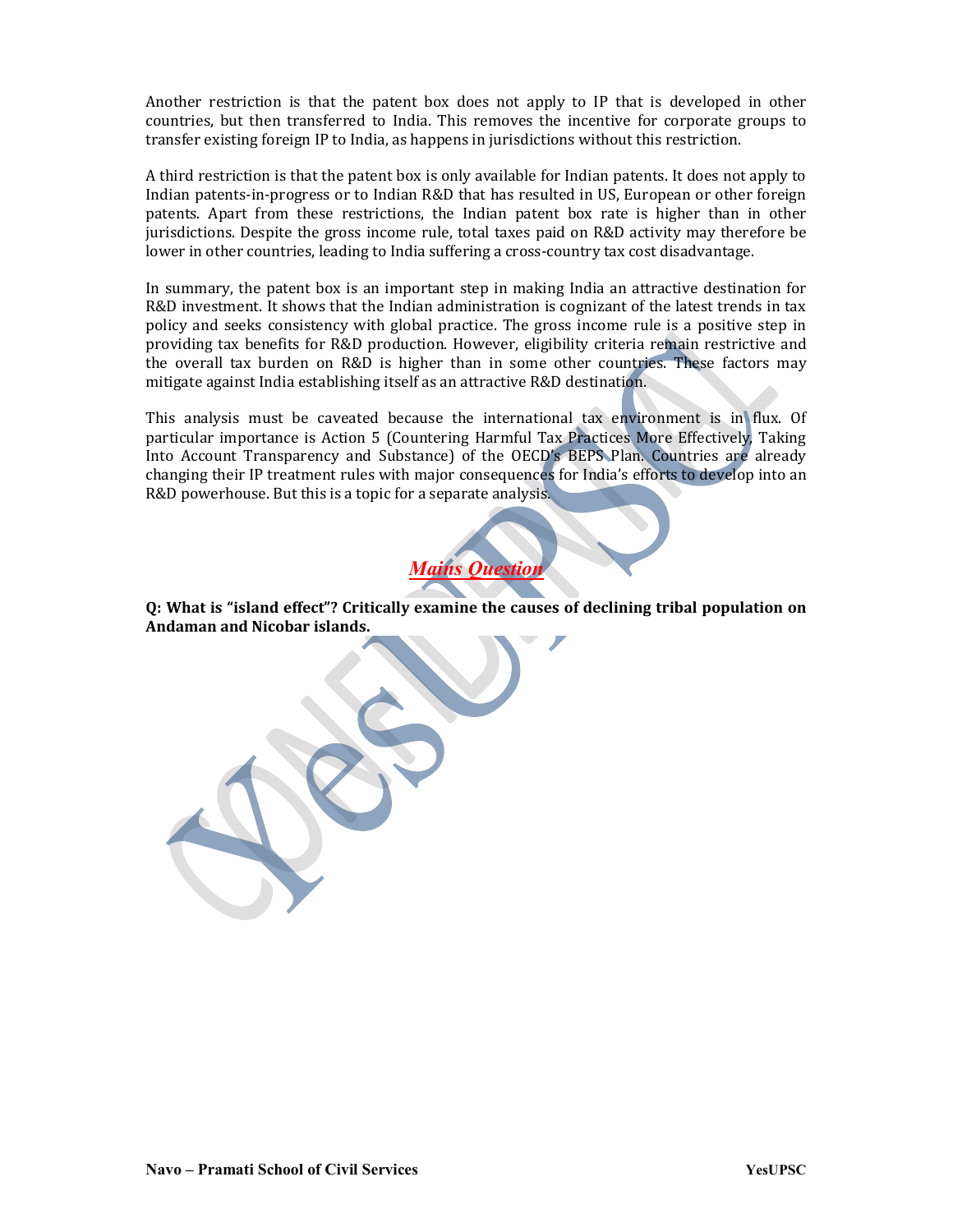Another restriction is that the patent box does not apply to IP that is developed in other countries, but then transferred to India. This removes the incentive for corporate groups to transfer existing foreign IP to India, as happens in jurisdictions without this restriction.

A third restriction is that the patent box is only available for Indian patents. It does not apply to Indian patents-in-progress or to Indian R&D that has resulted in US, European or other foreign patents. Apart from these restrictions, the Indian patent box rate is higher than in other jurisdictions. Despite the gross income rule, total taxes paid on R&D activity may therefore be lower in other countries, leading to India suffering a cross-country tax cost disadvantage.

In summary, the patent box is an important step in making India an attractive destination for R&D investment. It shows that the Indian administration is cognizant of the latest trends in tax policy and seeks consistency with global practice. The gross income rule is a positive step in providing tax benefits for R&D production. However, eligibility criteria remain restrictive and the overall tax burden on R&D is higher than in some other countries. These factors may mitigate against India establishing itself as an attractive R&D destination.

This analysis must be caveated because the international tax environment is in flux. Of particular importance is Action 5 (Countering Harmful Tax Practices More Effectively, Taking Into Account Transparency and Substance) of the OECD's BEPS Plan. Countries are already changing their IP treatment rules with major consequences for India's efforts to develop into an R&D powerhouse. But this is a topic for a separate analysis.

## *Mains Question*

**Q: What is "island effect"? Critically examine the causes of declining tribal population on Andaman and Nicobar islands.**